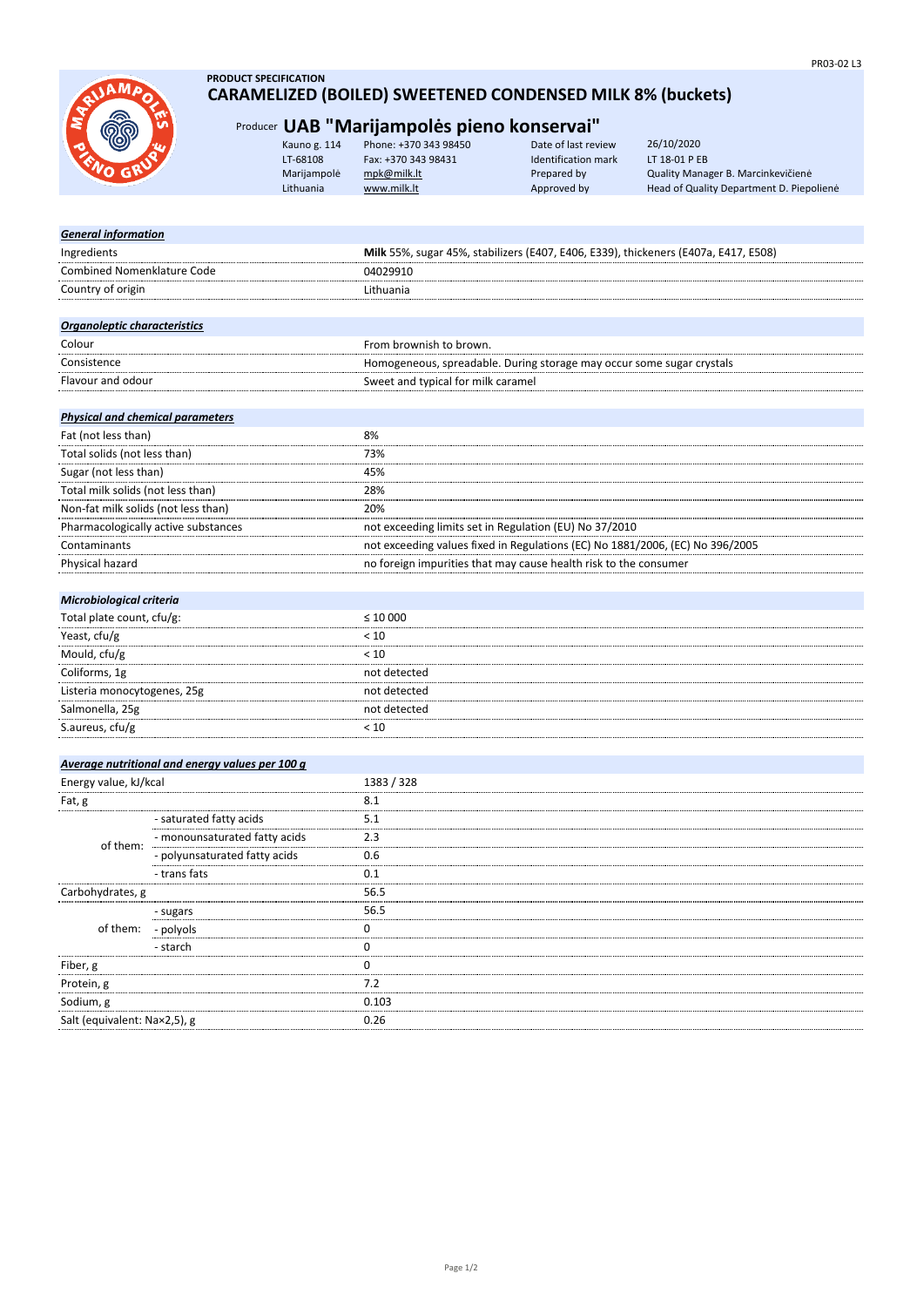PRODUCT SPECIFICATION

# CARAMELIZED (BOILED) SWEETENED CONDENSED MILK 8% (buckets)

Producer **UAB "Marijampolės pieno konservai"**

| | | | |
|---|---|---|---|
| Kauno g. 114 | Phone: +370 343 98450 | Date of last review | 26/10/2020 |
| LT-68108 | Fax: +370 343 98431 | Identification mark | LT 18-01 P EB |
| Marijampolė | mpk@milk.lt | Prepared by | Quality Manager B. Marcinkevičienė |
| Lithuania | www.milk.lt | Approved by | Head of Quality Department D. Piepolienė |

| ***General information*** | |
|---|---|
| Ingredients | **Milk** 55%, sugar 45%, stabilizers (E407, E406, E339), thickeners (E407a, E417, E508) |
| Combined Nomenklature Code | 04029910 |
| Country of origin | Lithuania |

| ***Organoleptic characteristics*** | |
|---|---|
| Colour | From brownish to brown. |
| Consistence | Homogeneous, spreadable. During storage may occur some sugar crystals |
| Flavour and odour | Sweet and typical for milk caramel |

| ***Physical and chemical parameters*** | |
|---|---|
| Fat (not less than) | 8% |
| Total solids (not less than) | 73% |
| Sugar (not less than) | 45% |
| Total milk solids (not less than) | 28% |
| Non-fat milk solids (not less than) | 20% |
| Pharmacologically active substances | not exceeding limits set in Regulation (EU) No 37/2010 |
| Contaminants | not exceeding values fixed in Regulations (EC) No 1881/2006, (EC) No 396/2005 |
| Physical hazard | no foreign impurities that may cause health risk to the consumer |

| ***Microbiological criteria*** | |
|---|---|
| Total plate count, cfu/g: | ≤ 10 000 |
| Yeast, cfu/g | < 10 |
| Mould, cfu/g | < 10 |
| Coliforms, 1g | not detected |
| Listeria monocytogenes, 25g | not detected |
| Salmonella, 25g | not detected |
| S.aureus, cfu/g | < 10 |

| ***Average nutritional and energy values per 100 g*** | | |
|---|---|---|
| Energy value, kJ/kcal | | 1383 / 328 |
| Fat, g | | 8.1 |
| of them: | - saturated fatty acids | 5.1 |
| | - monounsaturated fatty acids | 2.3 |
| | - polyunsaturated fatty acids | 0.6 |
| | - trans fats | 0.1 |
| Carbohydrates, g | | 56.5 |
| of them: | - sugars | 56.5 |
| | - polyols | 0 |
| | - starch | 0 |
| Fiber, g | | 0 |
| Protein, g | | 7.2 |
| Sodium, g | | 0.103 |
| Salt (equivalent: Na×2,5), g | | 0.26 |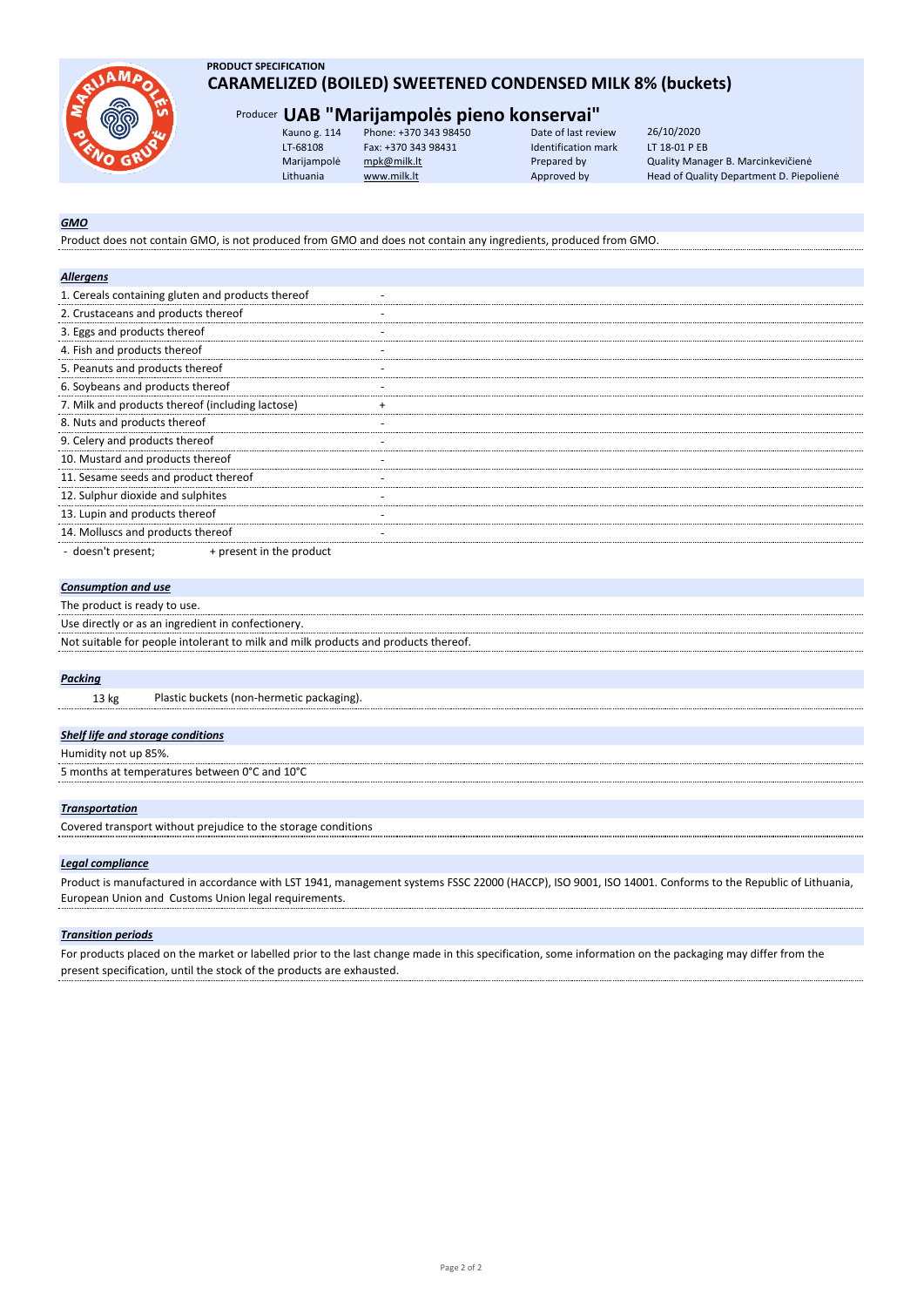**PRODUCT SPECIFICATION**

# CARAMELIZED (BOILED) SWEETENED CONDENSED MILK 8% (buckets)

Producer **UAB "Marijampolės pieno konservai"**

| | | | |
|---|---|---|---|
| Kauno g. 114 | Phone: +370 343 98450 | Date of last review | 26/10/2020 |
| LT-68108 | Fax: +370 343 98431 | Identification mark | LT 18-01 P EB |
| Marijampolė | mpk@milk.lt | Prepared by | Quality Manager B. Marcinkevičienė |
| Lithuania | www.milk.lt | Approved by | Head of Quality Department D. Piepolienė |

## *GMO*

Product does not contain GMO, is not produced from GMO and does not contain any ingredients, produced from GMO.

## *Allergens*

| | |
|---|---|
| 1. Cereals containing gluten and products thereof | - |
| 2. Crustaceans and products thereof | - |
| 3. Eggs and products thereof | - |
| 4. Fish and products thereof | - |
| 5. Peanuts and products thereof | - |
| 6. Soybeans and products thereof | - |
| 7. Milk and products thereof (including lactose) | + |
| 8. Nuts and products thereof | - |
| 9. Celery and products thereof | - |
| 10. Mustard and products thereof | - |
| 11. Sesame seeds and product thereof | - |
| 12. Sulphur dioxide and sulphites | - |
| 13. Lupin and products thereof | - |
| 14. Molluscs and products thereof | - |

- doesn't present; + present in the product

## *Consumption and use*

The product is ready to use.

Use directly or as an ingredient in confectionery.

Not suitable for people intolerant to milk and milk products and products thereof.

## *Packing*

13 kg Plastic buckets (non-hermetic packaging).

## *Shelf life and storage conditions*

Humidity not up 85%.

5 months at temperatures between 0°C and 10°C

## *Transportation*

Covered transport without prejudice to the storage conditions

## *Legal compliance*

Product is manufactured in accordance with LST 1941, management systems FSSC 22000 (HACCP), ISO 9001, ISO 14001. Conforms to the Republic of Lithuania, European Union and Customs Union legal requirements.

## *Transition periods*

For products placed on the market or labelled prior to the last change made in this specification, some information on the packaging may differ from the present specification, until the stock of the products are exhausted.